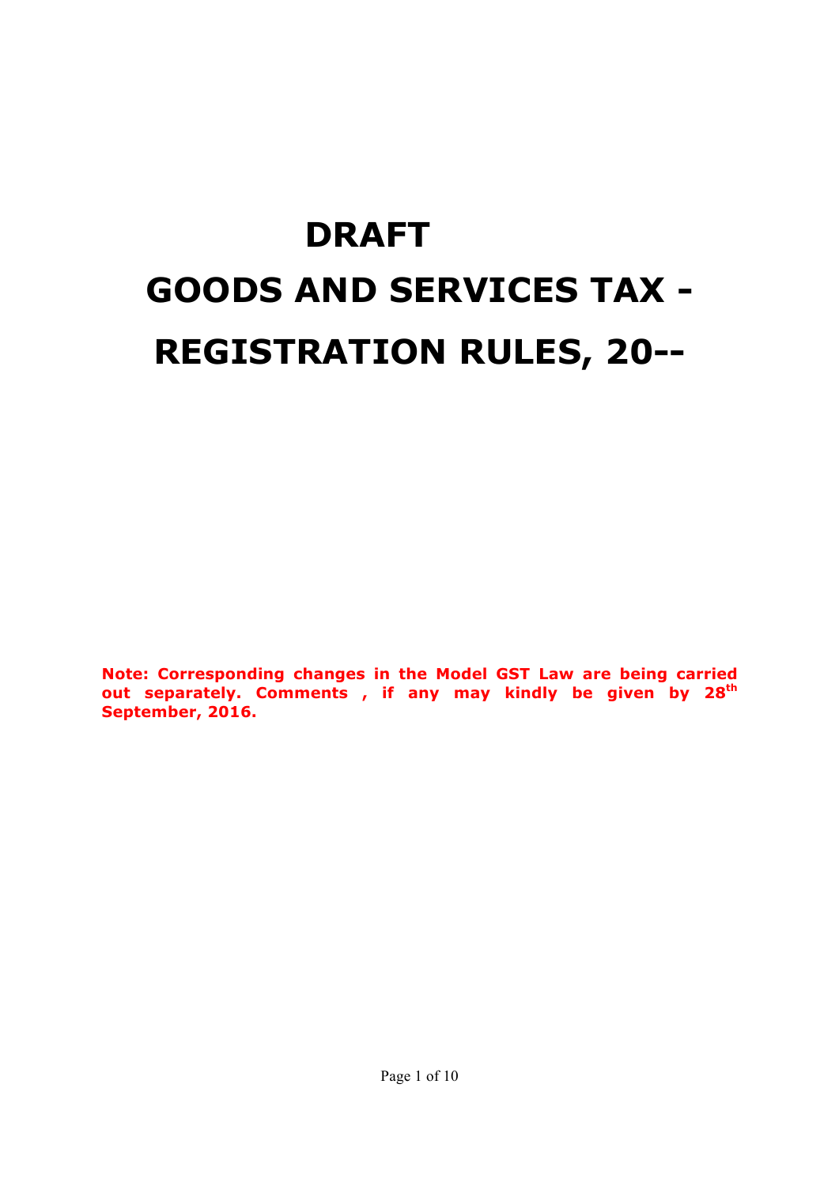# DRAFT

# GOODS AND SERVICES TAX - REGISTRATION RULES, 20--

**Note: Corresponding changes in the Model GST Law are being carried out separately. Comments , if any may kindly be given by 28th September, 2016.**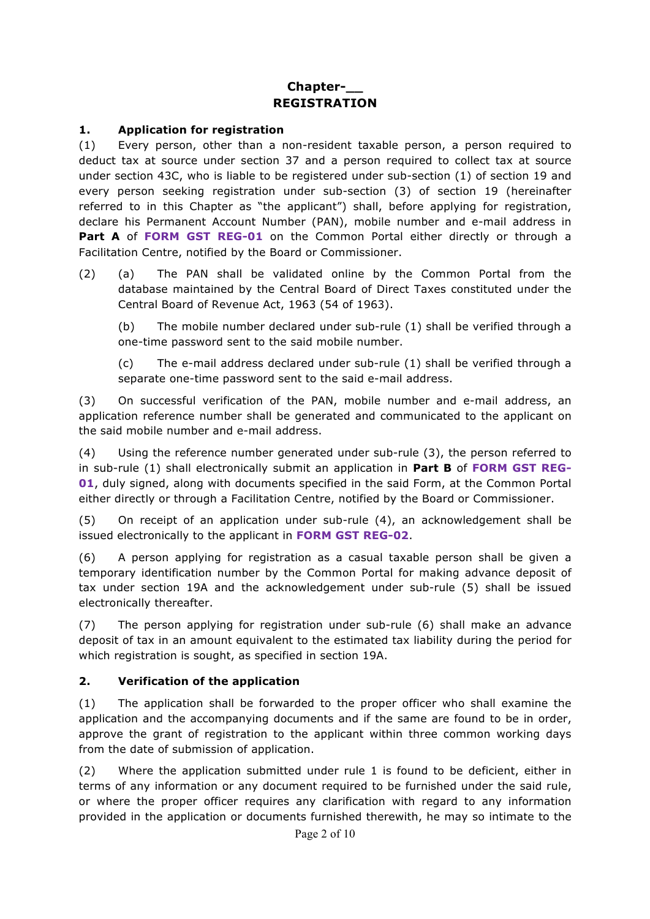# Chapter-__
# REGISTRATION

## 1. Application for registration

(1) Every person, other than a non-resident taxable person, a person required to deduct tax at source under section 37 and a person required to collect tax at source under section 43C, who is liable to be registered under sub-section (1) of section 19 and every person seeking registration under sub-section (3) of section 19 (hereinafter referred to in this Chapter as "the applicant") shall, before applying for registration, declare his Permanent Account Number (PAN), mobile number and e-mail address in **Part A** of **FORM GST REG-01** on the Common Portal either directly or through a Facilitation Centre, notified by the Board or Commissioner.

(2) (a) The PAN shall be validated online by the Common Portal from the database maintained by the Central Board of Direct Taxes constituted under the Central Board of Revenue Act, 1963 (54 of 1963).

(b) The mobile number declared under sub-rule (1) shall be verified through a one-time password sent to the said mobile number.

(c) The e-mail address declared under sub-rule (1) shall be verified through a separate one-time password sent to the said e-mail address.

(3) On successful verification of the PAN, mobile number and e-mail address, an application reference number shall be generated and communicated to the applicant on the said mobile number and e-mail address.

(4) Using the reference number generated under sub-rule (3), the person referred to in sub-rule (1) shall electronically submit an application in **Part B** of **FORM GST REG-01**, duly signed, along with documents specified in the said Form, at the Common Portal either directly or through a Facilitation Centre, notified by the Board or Commissioner.

(5) On receipt of an application under sub-rule (4), an acknowledgement shall be issued electronically to the applicant in **FORM GST REG-02**.

(6) A person applying for registration as a casual taxable person shall be given a temporary identification number by the Common Portal for making advance deposit of tax under section 19A and the acknowledgement under sub-rule (5) shall be issued electronically thereafter.

(7) The person applying for registration under sub-rule (6) shall make an advance deposit of tax in an amount equivalent to the estimated tax liability during the period for which registration is sought, as specified in section 19A.

## 2. Verification of the application

(1) The application shall be forwarded to the proper officer who shall examine the application and the accompanying documents and if the same are found to be in order, approve the grant of registration to the applicant within three common working days from the date of submission of application.

(2) Where the application submitted under rule 1 is found to be deficient, either in terms of any information or any document required to be furnished under the said rule, or where the proper officer requires any clarification with regard to any information provided in the application or documents furnished therewith, he may so intimate to the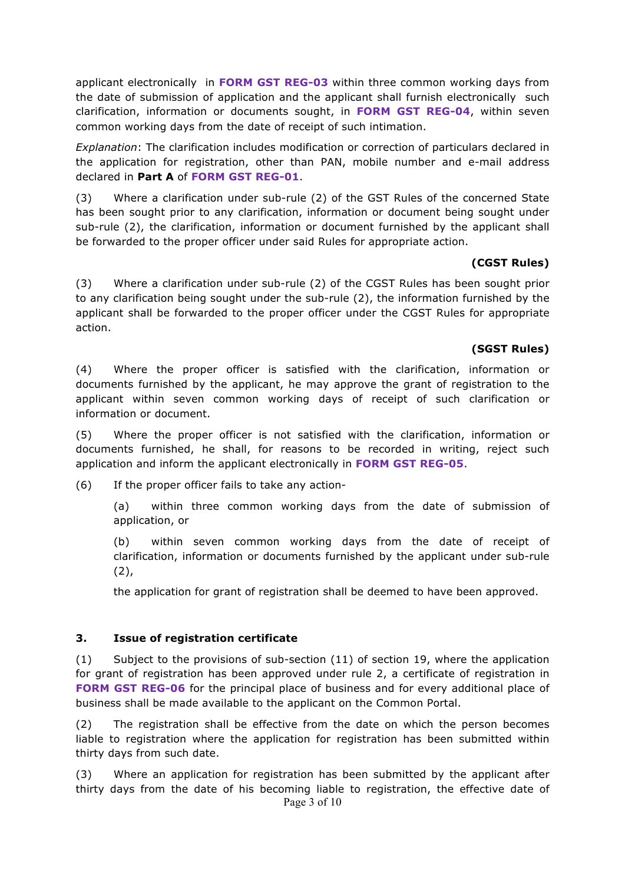applicant electronically in **FORM GST REG-03** within three common working days from the date of submission of application and the applicant shall furnish electronically such clarification, information or documents sought, in **FORM GST REG-04**, within seven common working days from the date of receipt of such intimation.

*Explanation*: The clarification includes modification or correction of particulars declared in the application for registration, other than PAN, mobile number and e-mail address declared in **Part A** of **FORM GST REG-01**.

(3) Where a clarification under sub-rule (2) of the GST Rules of the concerned State has been sought prior to any clarification, information or document being sought under sub-rule (2), the clarification, information or document furnished by the applicant shall be forwarded to the proper officer under said Rules for appropriate action.

**(CGST Rules)**

(3) Where a clarification under sub-rule (2) of the CGST Rules has been sought prior to any clarification being sought under the sub-rule (2), the information furnished by the applicant shall be forwarded to the proper officer under the CGST Rules for appropriate action.

**(SGST Rules)**

(4) Where the proper officer is satisfied with the clarification, information or documents furnished by the applicant, he may approve the grant of registration to the applicant within seven common working days of receipt of such clarification or information or document.

(5) Where the proper officer is not satisfied with the clarification, information or documents furnished, he shall, for reasons to be recorded in writing, reject such application and inform the applicant electronically in **FORM GST REG-05**.

(6) If the proper officer fails to take any action-

(a) within three common working days from the date of submission of application, or

(b) within seven common working days from the date of receipt of clarification, information or documents furnished by the applicant under sub-rule (2),

the application for grant of registration shall be deemed to have been approved.

### 3. Issue of registration certificate

(1) Subject to the provisions of sub-section (11) of section 19, where the application for grant of registration has been approved under rule 2, a certificate of registration in **FORM GST REG-06** for the principal place of business and for every additional place of business shall be made available to the applicant on the Common Portal.

(2) The registration shall be effective from the date on which the person becomes liable to registration where the application for registration has been submitted within thirty days from such date.

(3) Where an application for registration has been submitted by the applicant after thirty days from the date of his becoming liable to registration, the effective date of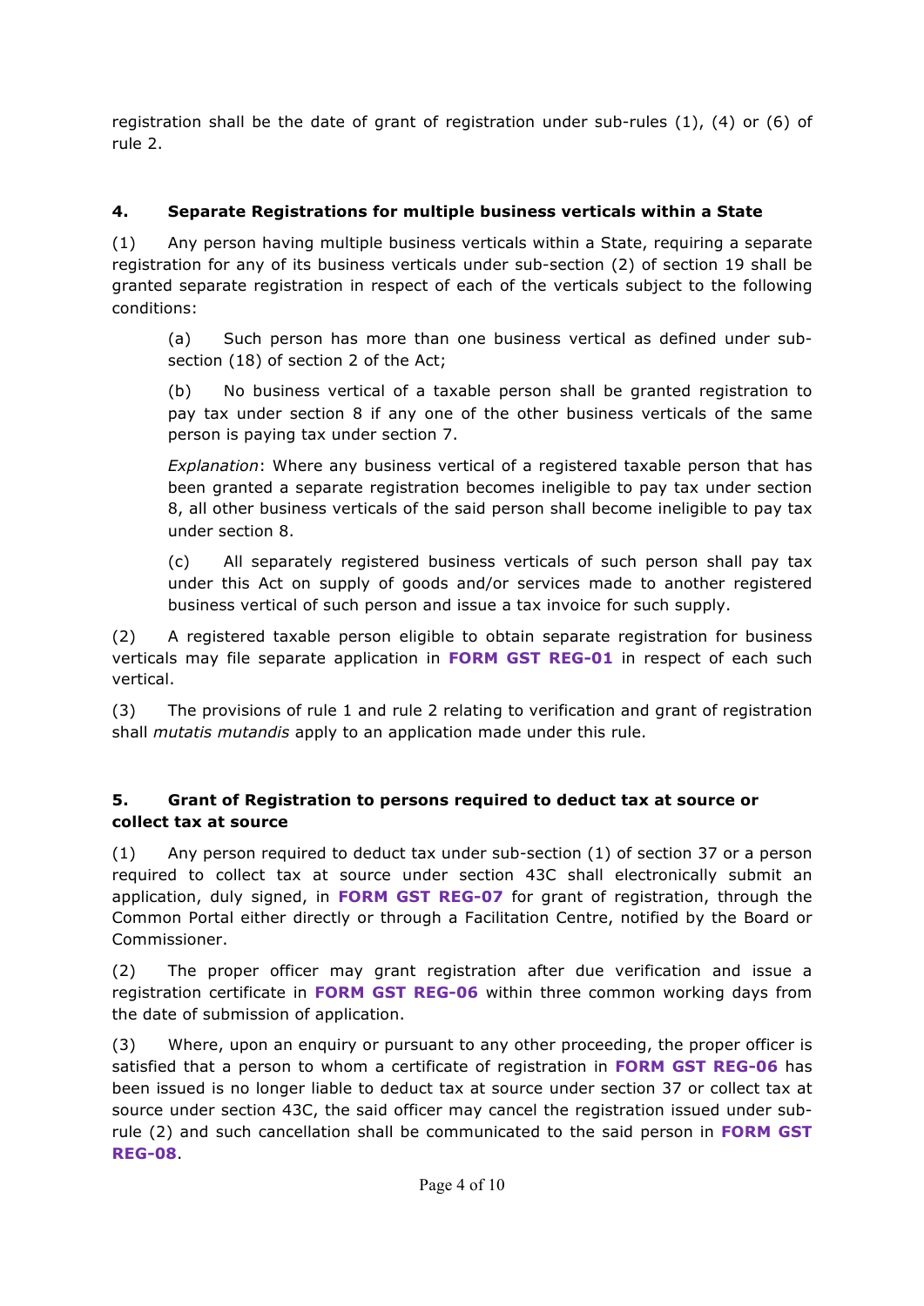registration shall be the date of grant of registration under sub-rules (1), (4) or (6) of rule 2.

### 4. Separate Registrations for multiple business verticals within a State

(1) Any person having multiple business verticals within a State, requiring a separate registration for any of its business verticals under sub-section (2) of section 19 shall be granted separate registration in respect of each of the verticals subject to the following conditions:

(a) Such person has more than one business vertical as defined under sub-section (18) of section 2 of the Act;

(b) No business vertical of a taxable person shall be granted registration to pay tax under section 8 if any one of the other business verticals of the same person is paying tax under section 7.

*Explanation*: Where any business vertical of a registered taxable person that has been granted a separate registration becomes ineligible to pay tax under section 8, all other business verticals of the said person shall become ineligible to pay tax under section 8.

(c) All separately registered business verticals of such person shall pay tax under this Act on supply of goods and/or services made to another registered business vertical of such person and issue a tax invoice for such supply.

(2) A registered taxable person eligible to obtain separate registration for business verticals may file separate application in **FORM GST REG-01** in respect of each such vertical.

(3) The provisions of rule 1 and rule 2 relating to verification and grant of registration shall *mutatis mutandis* apply to an application made under this rule.

### 5. Grant of Registration to persons required to deduct tax at source or collect tax at source

(1) Any person required to deduct tax under sub-section (1) of section 37 or a person required to collect tax at source under section 43C shall electronically submit an application, duly signed, in **FORM GST REG-07** for grant of registration, through the Common Portal either directly or through a Facilitation Centre, notified by the Board or Commissioner.

(2) The proper officer may grant registration after due verification and issue a registration certificate in **FORM GST REG-06** within three common working days from the date of submission of application.

(3) Where, upon an enquiry or pursuant to any other proceeding, the proper officer is satisfied that a person to whom a certificate of registration in **FORM GST REG-06** has been issued is no longer liable to deduct tax at source under section 37 or collect tax at source under section 43C, the said officer may cancel the registration issued under sub-rule (2) and such cancellation shall be communicated to the said person in **FORM GST REG-08**.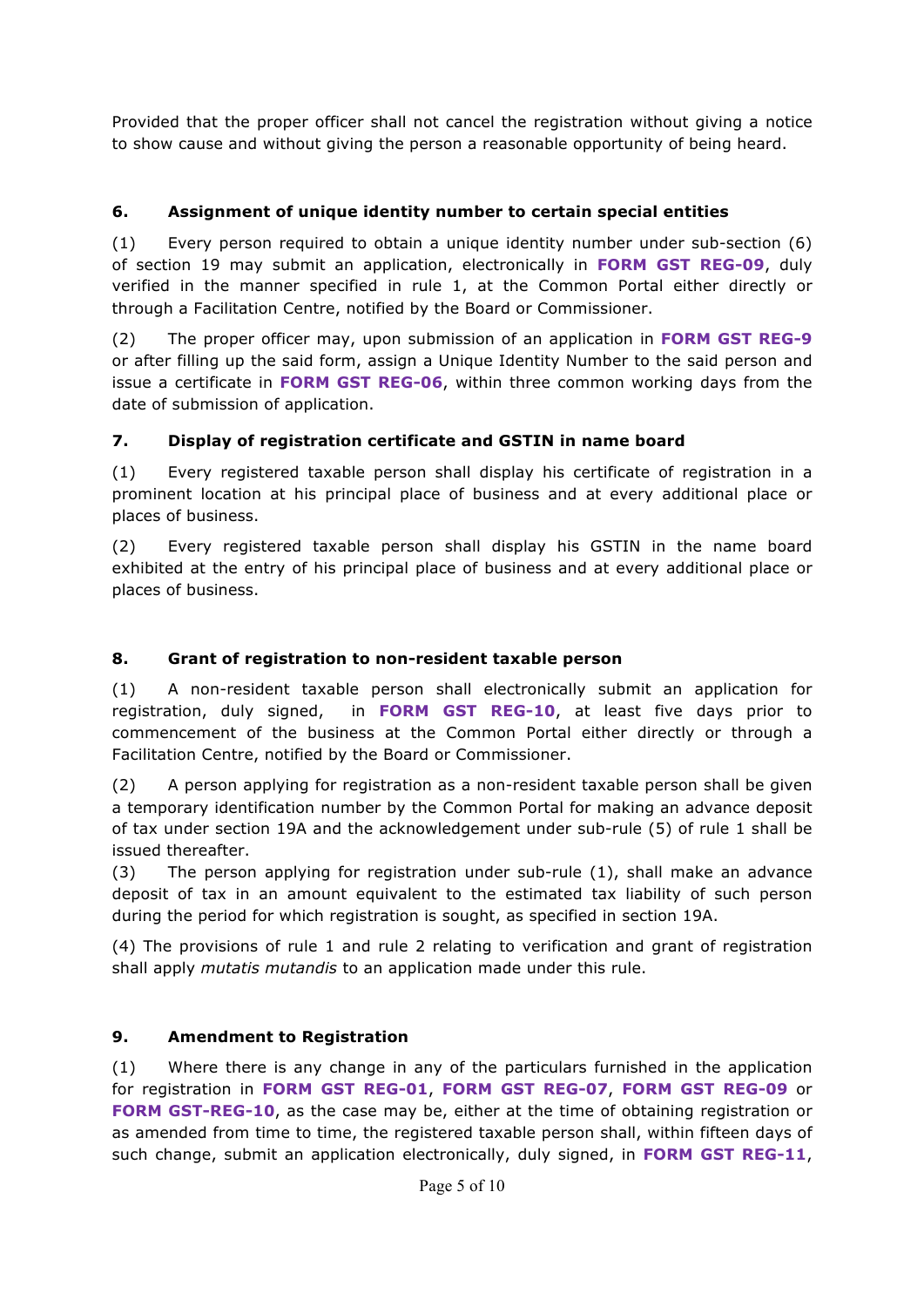Provided that the proper officer shall not cancel the registration without giving a notice to show cause and without giving the person a reasonable opportunity of being heard.

### 6. Assignment of unique identity number to certain special entities

(1) Every person required to obtain a unique identity number under sub-section (6) of section 19 may submit an application, electronically in **FORM GST REG-09**, duly verified in the manner specified in rule 1, at the Common Portal either directly or through a Facilitation Centre, notified by the Board or Commissioner.

(2) The proper officer may, upon submission of an application in **FORM GST REG-9** or after filling up the said form, assign a Unique Identity Number to the said person and issue a certificate in **FORM GST REG-06**, within three common working days from the date of submission of application.

### 7. Display of registration certificate and GSTIN in name board

(1) Every registered taxable person shall display his certificate of registration in a prominent location at his principal place of business and at every additional place or places of business.

(2) Every registered taxable person shall display his GSTIN in the name board exhibited at the entry of his principal place of business and at every additional place or places of business.

### 8. Grant of registration to non-resident taxable person

(1) A non-resident taxable person shall electronically submit an application for registration, duly signed, in **FORM GST REG-10**, at least five days prior to commencement of the business at the Common Portal either directly or through a Facilitation Centre, notified by the Board or Commissioner.

(2) A person applying for registration as a non-resident taxable person shall be given a temporary identification number by the Common Portal for making an advance deposit of tax under section 19A and the acknowledgement under sub-rule (5) of rule 1 shall be issued thereafter.

(3) The person applying for registration under sub-rule (1), shall make an advance deposit of tax in an amount equivalent to the estimated tax liability of such person during the period for which registration is sought, as specified in section 19A.

(4) The provisions of rule 1 and rule 2 relating to verification and grant of registration shall apply *mutatis mutandis* to an application made under this rule.

### 9. Amendment to Registration

(1) Where there is any change in any of the particulars furnished in the application for registration in **FORM GST REG-01**, **FORM GST REG-07**, **FORM GST REG-09** or **FORM GST-REG-10**, as the case may be, either at the time of obtaining registration or as amended from time to time, the registered taxable person shall, within fifteen days of such change, submit an application electronically, duly signed, in **FORM GST REG-11**,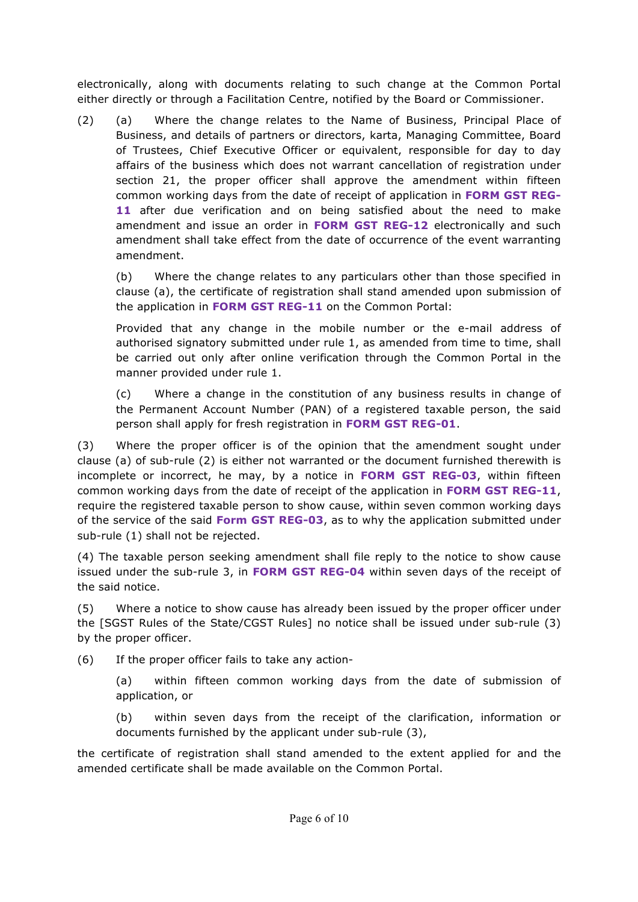electronically, along with documents relating to such change at the Common Portal either directly or through a Facilitation Centre, notified by the Board or Commissioner.

(2) (a) Where the change relates to the Name of Business, Principal Place of Business, and details of partners or directors, karta, Managing Committee, Board of Trustees, Chief Executive Officer or equivalent, responsible for day to day affairs of the business which does not warrant cancellation of registration under section 21, the proper officer shall approve the amendment within fifteen common working days from the date of receipt of application in **FORM GST REG-11** after due verification and on being satisfied about the need to make amendment and issue an order in **FORM GST REG-12** electronically and such amendment shall take effect from the date of occurrence of the event warranting amendment.

(b) Where the change relates to any particulars other than those specified in clause (a), the certificate of registration shall stand amended upon submission of the application in **FORM GST REG-11** on the Common Portal:

Provided that any change in the mobile number or the e-mail address of authorised signatory submitted under rule 1, as amended from time to time, shall be carried out only after online verification through the Common Portal in the manner provided under rule 1.

(c) Where a change in the constitution of any business results in change of the Permanent Account Number (PAN) of a registered taxable person, the said person shall apply for fresh registration in **FORM GST REG-01**.

(3) Where the proper officer is of the opinion that the amendment sought under clause (a) of sub-rule (2) is either not warranted or the document furnished therewith is incomplete or incorrect, he may, by a notice in **FORM GST REG-03**, within fifteen common working days from the date of receipt of the application in **FORM GST REG-11**, require the registered taxable person to show cause, within seven common working days of the service of the said **Form GST REG-03**, as to why the application submitted under sub-rule (1) shall not be rejected.

(4) The taxable person seeking amendment shall file reply to the notice to show cause issued under the sub-rule 3, in **FORM GST REG-04** within seven days of the receipt of the said notice.

(5) Where a notice to show cause has already been issued by the proper officer under the [SGST Rules of the State/CGST Rules] no notice shall be issued under sub-rule (3) by the proper officer.

(6) If the proper officer fails to take any action-

(a) within fifteen common working days from the date of submission of application, or

(b) within seven days from the receipt of the clarification, information or documents furnished by the applicant under sub-rule (3),

the certificate of registration shall stand amended to the extent applied for and the amended certificate shall be made available on the Common Portal.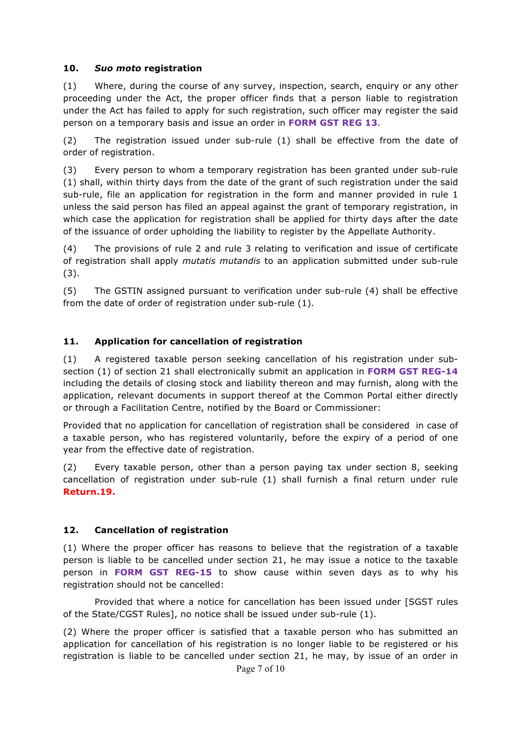### 10. *Suo moto* registration

(1) Where, during the course of any survey, inspection, search, enquiry or any other proceeding under the Act, the proper officer finds that a person liable to registration under the Act has failed to apply for such registration, such officer may register the said person on a temporary basis and issue an order in **FORM GST REG 13**.

(2) The registration issued under sub-rule (1) shall be effective from the date of order of registration.

(3) Every person to whom a temporary registration has been granted under sub-rule (1) shall, within thirty days from the date of the grant of such registration under the said sub-rule, file an application for registration in the form and manner provided in rule 1 unless the said person has filed an appeal against the grant of temporary registration, in which case the application for registration shall be applied for thirty days after the date of the issuance of order upholding the liability to register by the Appellate Authority.

(4) The provisions of rule 2 and rule 3 relating to verification and issue of certificate of registration shall apply *mutatis mutandis* to an application submitted under sub-rule (3).

(5) The GSTIN assigned pursuant to verification under sub-rule (4) shall be effective from the date of order of registration under sub-rule (1).

### 11. Application for cancellation of registration

(1) A registered taxable person seeking cancellation of his registration under sub-section (1) of section 21 shall electronically submit an application in **FORM GST REG-14** including the details of closing stock and liability thereon and may furnish, along with the application, relevant documents in support thereof at the Common Portal either directly or through a Facilitation Centre, notified by the Board or Commissioner:

Provided that no application for cancellation of registration shall be considered in case of a taxable person, who has registered voluntarily, before the expiry of a period of one year from the effective date of registration.

(2) Every taxable person, other than a person paying tax under section 8, seeking cancellation of registration under sub-rule (1) shall furnish a final return under rule **Return.19.**

### 12. Cancellation of registration

(1) Where the proper officer has reasons to believe that the registration of a taxable person is liable to be cancelled under section 21, he may issue a notice to the taxable person in **FORM GST REG-15** to show cause within seven days as to why his registration should not be cancelled:

Provided that where a notice for cancellation has been issued under [SGST rules of the State/CGST Rules], no notice shall be issued under sub-rule (1).

(2) Where the proper officer is satisfied that a taxable person who has submitted an application for cancellation of his registration is no longer liable to be registered or his registration is liable to be cancelled under section 21, he may, by issue of an order in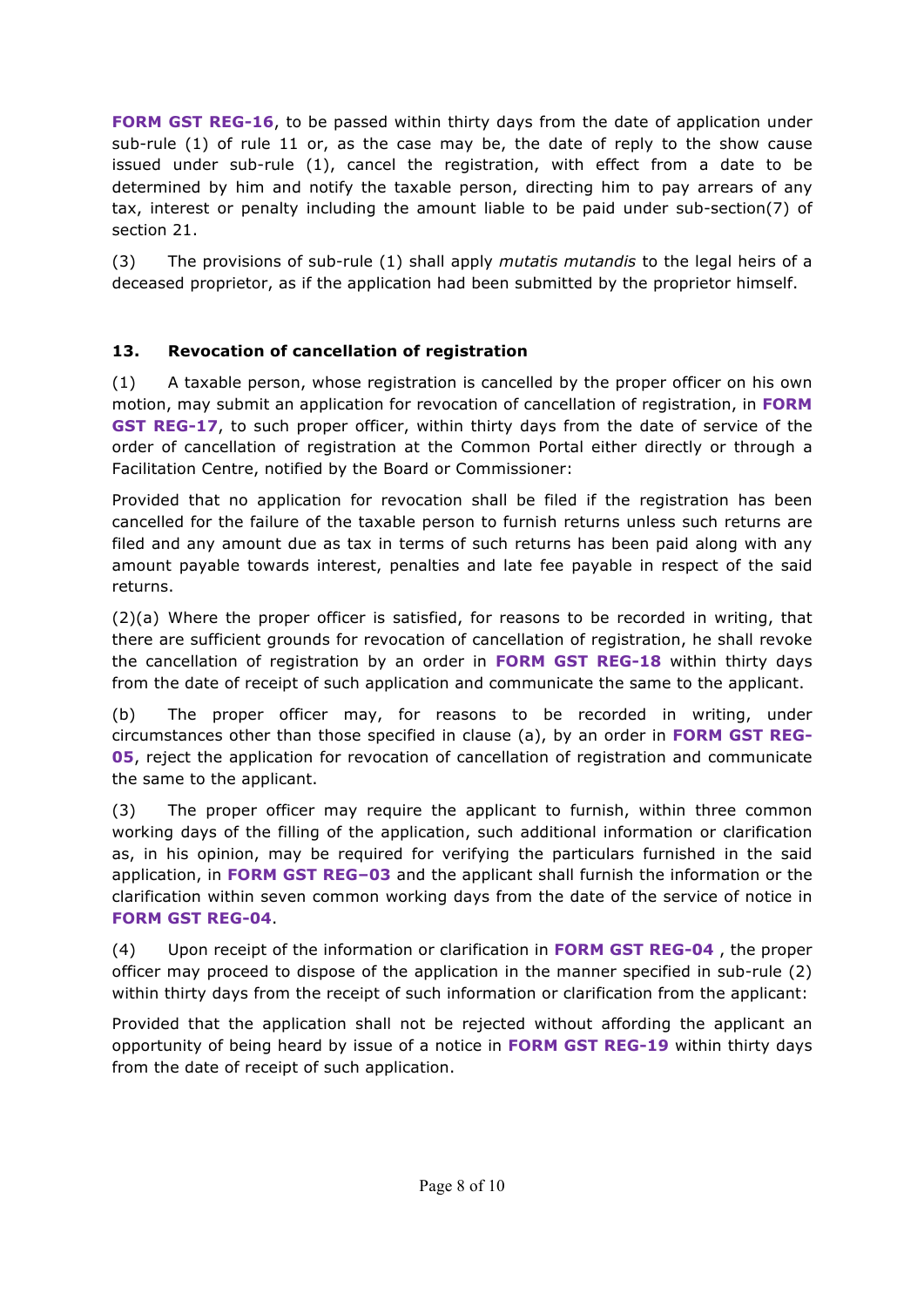**FORM GST REG-16**, to be passed within thirty days from the date of application under sub-rule (1) of rule 11 or, as the case may be, the date of reply to the show cause issued under sub-rule (1), cancel the registration, with effect from a date to be determined by him and notify the taxable person, directing him to pay arrears of any tax, interest or penalty including the amount liable to be paid under sub-section(7) of section 21.

(3) The provisions of sub-rule (1) shall apply *mutatis mutandis* to the legal heirs of a deceased proprietor, as if the application had been submitted by the proprietor himself.

### 13. Revocation of cancellation of registration

(1) A taxable person, whose registration is cancelled by the proper officer on his own motion, may submit an application for revocation of cancellation of registration, in **FORM GST REG-17**, to such proper officer, within thirty days from the date of service of the order of cancellation of registration at the Common Portal either directly or through a Facilitation Centre, notified by the Board or Commissioner:

Provided that no application for revocation shall be filed if the registration has been cancelled for the failure of the taxable person to furnish returns unless such returns are filed and any amount due as tax in terms of such returns has been paid along with any amount payable towards interest, penalties and late fee payable in respect of the said returns.

(2)(a) Where the proper officer is satisfied, for reasons to be recorded in writing, that there are sufficient grounds for revocation of cancellation of registration, he shall revoke the cancellation of registration by an order in **FORM GST REG-18** within thirty days from the date of receipt of such application and communicate the same to the applicant.

(b) The proper officer may, for reasons to be recorded in writing, under circumstances other than those specified in clause (a), by an order in **FORM GST REG-05**, reject the application for revocation of cancellation of registration and communicate the same to the applicant.

(3) The proper officer may require the applicant to furnish, within three common working days of the filling of the application, such additional information or clarification as, in his opinion, may be required for verifying the particulars furnished in the said application, in **FORM GST REG–03** and the applicant shall furnish the information or the clarification within seven common working days from the date of the service of notice in **FORM GST REG-04**.

(4) Upon receipt of the information or clarification in **FORM GST REG-04** , the proper officer may proceed to dispose of the application in the manner specified in sub-rule (2) within thirty days from the receipt of such information or clarification from the applicant:

Provided that the application shall not be rejected without affording the applicant an opportunity of being heard by issue of a notice in **FORM GST REG-19** within thirty days from the date of receipt of such application.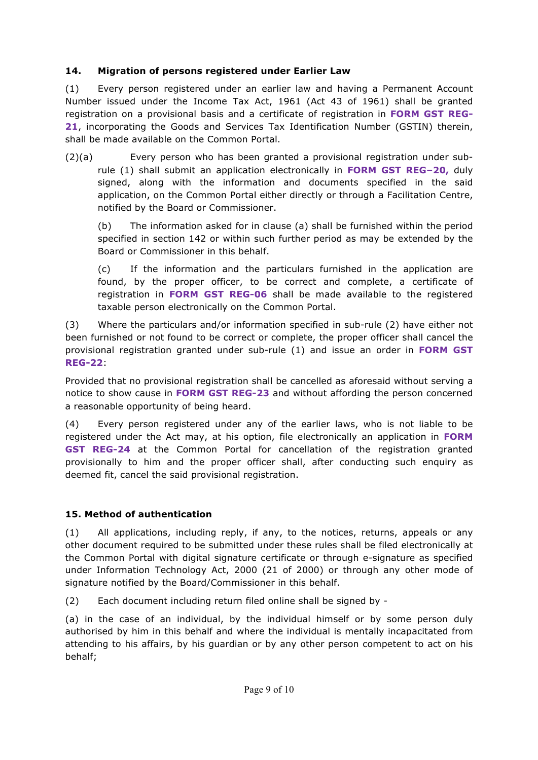### 14. Migration of persons registered under Earlier Law

(1) Every person registered under an earlier law and having a Permanent Account Number issued under the Income Tax Act, 1961 (Act 43 of 1961) shall be granted registration on a provisional basis and a certificate of registration in **FORM GST REG-21**, incorporating the Goods and Services Tax Identification Number (GSTIN) therein, shall be made available on the Common Portal.

(2)(a) Every person who has been granted a provisional registration under sub-rule (1) shall submit an application electronically in **FORM GST REG–20,** duly signed, along with the information and documents specified in the said application, on the Common Portal either directly or through a Facilitation Centre, notified by the Board or Commissioner.

(b) The information asked for in clause (a) shall be furnished within the period specified in section 142 or within such further period as may be extended by the Board or Commissioner in this behalf.

(c) If the information and the particulars furnished in the application are found, by the proper officer, to be correct and complete, a certificate of registration in **FORM GST REG-06** shall be made available to the registered taxable person electronically on the Common Portal.

(3) Where the particulars and/or information specified in sub-rule (2) have either not been furnished or not found to be correct or complete, the proper officer shall cancel the provisional registration granted under sub-rule (1) and issue an order in **FORM GST REG-22**:

Provided that no provisional registration shall be cancelled as aforesaid without serving a notice to show cause in **FORM GST REG-23** and without affording the person concerned a reasonable opportunity of being heard.

(4) Every person registered under any of the earlier laws, who is not liable to be registered under the Act may, at his option, file electronically an application in **FORM GST REG-24** at the Common Portal for cancellation of the registration granted provisionally to him and the proper officer shall, after conducting such enquiry as deemed fit, cancel the said provisional registration.

### 15. Method of authentication

(1) All applications, including reply, if any, to the notices, returns, appeals or any other document required to be submitted under these rules shall be filed electronically at the Common Portal with digital signature certificate or through e-signature as specified under Information Technology Act, 2000 (21 of 2000) or through any other mode of signature notified by the Board/Commissioner in this behalf.

(2) Each document including return filed online shall be signed by -

(a) in the case of an individual, by the individual himself or by some person duly authorised by him in this behalf and where the individual is mentally incapacitated from attending to his affairs, by his guardian or by any other person competent to act on his behalf;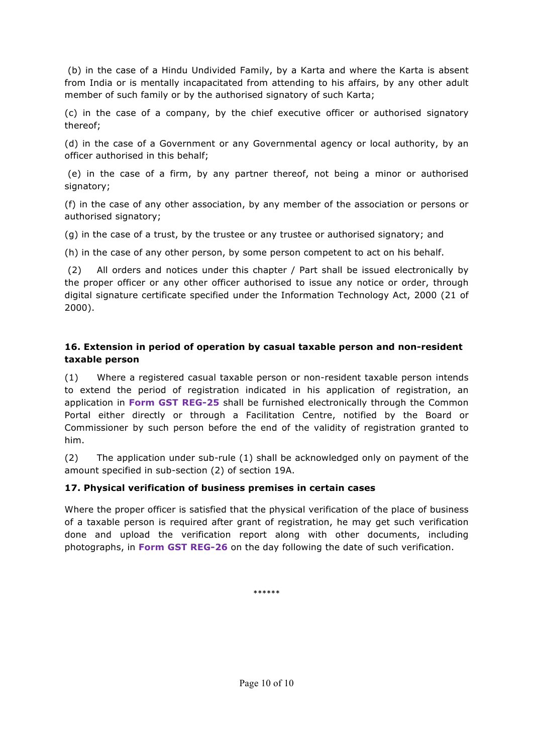(b) in the case of a Hindu Undivided Family, by a Karta and where the Karta is absent from India or is mentally incapacitated from attending to his affairs, by any other adult member of such family or by the authorised signatory of such Karta;

(c) in the case of a company, by the chief executive officer or authorised signatory thereof;

(d) in the case of a Government or any Governmental agency or local authority, by an officer authorised in this behalf;

(e) in the case of a firm, by any partner thereof, not being a minor or authorised signatory;

(f) in the case of any other association, by any member of the association or persons or authorised signatory;

(g) in the case of a trust, by the trustee or any trustee or authorised signatory; and

(h) in the case of any other person, by some person competent to act on his behalf.

(2) All orders and notices under this chapter / Part shall be issued electronically by the proper officer or any other officer authorised to issue any notice or order, through digital signature certificate specified under the Information Technology Act, 2000 (21 of 2000).

**16. Extension in period of operation by casual taxable person and non-resident taxable person**

(1) Where a registered casual taxable person or non-resident taxable person intends to extend the period of registration indicated in his application of registration, an application in **Form GST REG-25** shall be furnished electronically through the Common Portal either directly or through a Facilitation Centre, notified by the Board or Commissioner by such person before the end of the validity of registration granted to him.

(2) The application under sub-rule (1) shall be acknowledged only on payment of the amount specified in sub-section (2) of section 19A.

**17. Physical verification of business premises in certain cases**

Where the proper officer is satisfied that the physical verification of the place of business of a taxable person is required after grant of registration, he may get such verification done and upload the verification report along with other documents, including photographs, in **Form GST REG-26** on the day following the date of such verification.

******